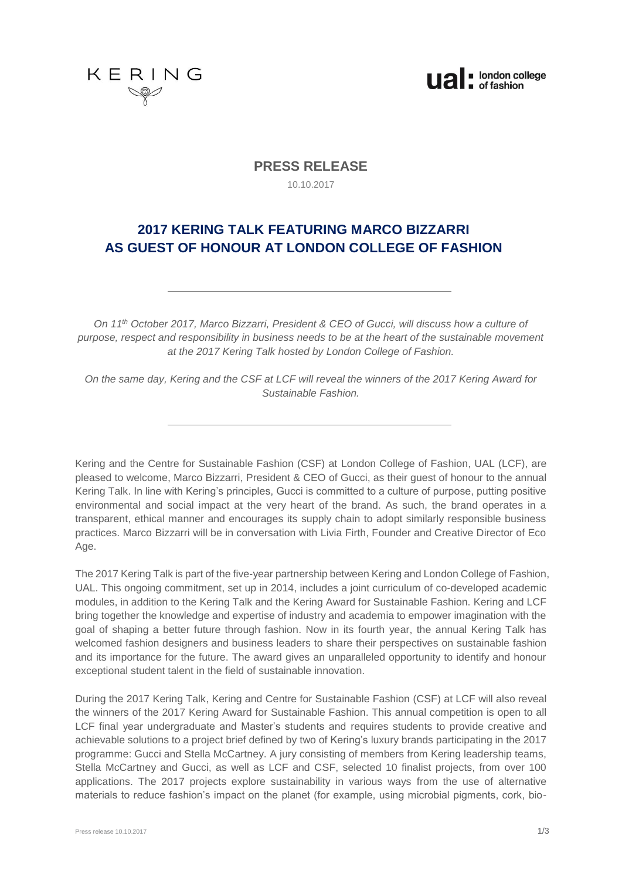KERING

ual: london college of fashion

**PRESS RELEASE**

10.10.2017

# 2017 KERING TALK FEATURING MARCO BIZZARRI AS GUEST OF HONOUR AT LONDON COLLEGE OF FASHION

---

*On 11th October 2017, Marco Bizzarri, President & CEO of Gucci, will discuss how a culture of purpose, respect and responsibility in business needs to be at the heart of the sustainable movement at the 2017 Kering Talk hosted by London College of Fashion.*

*On the same day, Kering and the CSF at LCF will reveal the winners of the 2017 Kering Award for Sustainable Fashion.*

---

Kering and the Centre for Sustainable Fashion (CSF) at London College of Fashion, UAL (LCF), are pleased to welcome, Marco Bizzarri, President & CEO of Gucci, as their guest of honour to the annual Kering Talk. In line with Kering's principles, Gucci is committed to a culture of purpose, putting positive environmental and social impact at the very heart of the brand. As such, the brand operates in a transparent, ethical manner and encourages its supply chain to adopt similarly responsible business practices. Marco Bizzarri will be in conversation with Livia Firth, Founder and Creative Director of Eco Age.

The 2017 Kering Talk is part of the five-year partnership between Kering and London College of Fashion, UAL. This ongoing commitment, set up in 2014, includes a joint curriculum of co-developed academic modules, in addition to the Kering Talk and the Kering Award for Sustainable Fashion. Kering and LCF bring together the knowledge and expertise of industry and academia to empower imagination with the goal of shaping a better future through fashion. Now in its fourth year, the annual Kering Talk has welcomed fashion designers and business leaders to share their perspectives on sustainable fashion and its importance for the future. The award gives an unparalleled opportunity to identify and honour exceptional student talent in the field of sustainable innovation.

During the 2017 Kering Talk, Kering and Centre for Sustainable Fashion (CSF) at LCF will also reveal the winners of the 2017 Kering Award for Sustainable Fashion. This annual competition is open to all LCF final year undergraduate and Master's students and requires students to provide creative and achievable solutions to a project brief defined by two of Kering's luxury brands participating in the 2017 programme: Gucci and Stella McCartney. A jury consisting of members from Kering leadership teams, Stella McCartney and Gucci, as well as LCF and CSF, selected 10 finalist projects, from over 100 applications. The 2017 projects explore sustainability in various ways from the use of alternative materials to reduce fashion's impact on the planet (for example, using microbial pigments, cork, bio-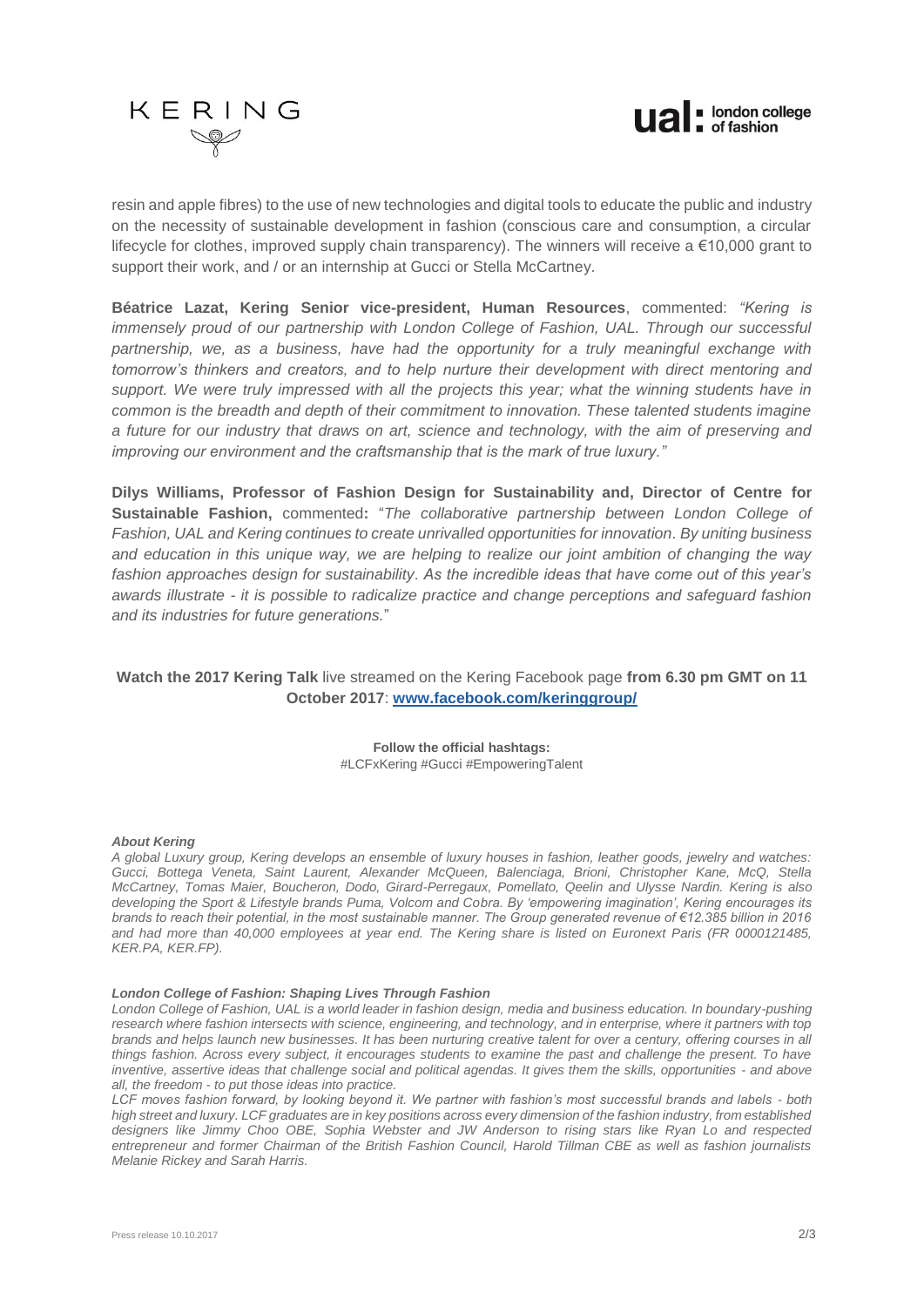resin and apple fibres) to the use of new technologies and digital tools to educate the public and industry on the necessity of sustainable development in fashion (conscious care and consumption, a circular lifecycle for clothes, improved supply chain transparency). The winners will receive a €10,000 grant to support their work, and / or an internship at Gucci or Stella McCartney.

**Béatrice Lazat, Kering Senior vice-president, Human Resources**, commented: *"Kering is immensely proud of our partnership with London College of Fashion, UAL. Through our successful partnership, we, as a business, have had the opportunity for a truly meaningful exchange with tomorrow's thinkers and creators, and to help nurture their development with direct mentoring and support. We were truly impressed with all the projects this year; what the winning students have in common is the breadth and depth of their commitment to innovation. These talented students imagine a future for our industry that draws on art, science and technology, with the aim of preserving and improving our environment and the craftsmanship that is the mark of true luxury."*

**Dilys Williams, Professor of Fashion Design for Sustainability and, Director of Centre for Sustainable Fashion,** commented**:** "*The collaborative partnership between London College of Fashion, UAL and Kering continues to create unrivalled opportunities for innovation. By uniting business and education in this unique way, we are helping to realize our joint ambition of changing the way fashion approaches design for sustainability. As the incredible ideas that have come out of this year's awards illustrate - it is possible to radicalize practice and change perceptions and safeguard fashion and its industries for future generations.*"

**Watch the 2017 Kering Talk** live streamed on the Kering Facebook page **from 6.30 pm GMT on 11 October 2017**: **www.facebook.com/keringgroup/**

**Follow the official hashtags:**
#LCFxKering #Gucci #EmpoweringTalent

***About Kering***

*A global Luxury group, Kering develops an ensemble of luxury houses in fashion, leather goods, jewelry and watches: Gucci, Bottega Veneta, Saint Laurent, Alexander McQueen, Balenciaga, Brioni, Christopher Kane, McQ, Stella McCartney, Tomas Maier, Boucheron, Dodo, Girard-Perregaux, Pomellato, Qeelin and Ulysse Nardin. Kering is also developing the Sport & Lifestyle brands Puma, Volcom and Cobra. By 'empowering imagination', Kering encourages its brands to reach their potential, in the most sustainable manner. The Group generated revenue of €12.385 billion in 2016 and had more than 40,000 employees at year end. The Kering share is listed on Euronext Paris (FR 0000121485, KER.PA, KER.FP).*

***London College of Fashion: Shaping Lives Through Fashion***

*London College of Fashion, UAL is a world leader in fashion design, media and business education. In boundary-pushing research where fashion intersects with science, engineering, and technology, and in enterprise, where it partners with top brands and helps launch new businesses. It has been nurturing creative talent for over a century, offering courses in all things fashion. Across every subject, it encourages students to examine the past and challenge the present. To have inventive, assertive ideas that challenge social and political agendas. It gives them the skills, opportunities - and above all, the freedom - to put those ideas into practice.*

*LCF moves fashion forward, by looking beyond it. We partner with fashion's most successful brands and labels - both high street and luxury. LCF graduates are in key positions across every dimension of the fashion industry, from established designers like Jimmy Choo OBE, Sophia Webster and JW Anderson to rising stars like Ryan Lo and respected entrepreneur and former Chairman of the British Fashion Council, Harold Tillman CBE as well as fashion journalists Melanie Rickey and Sarah Harris.*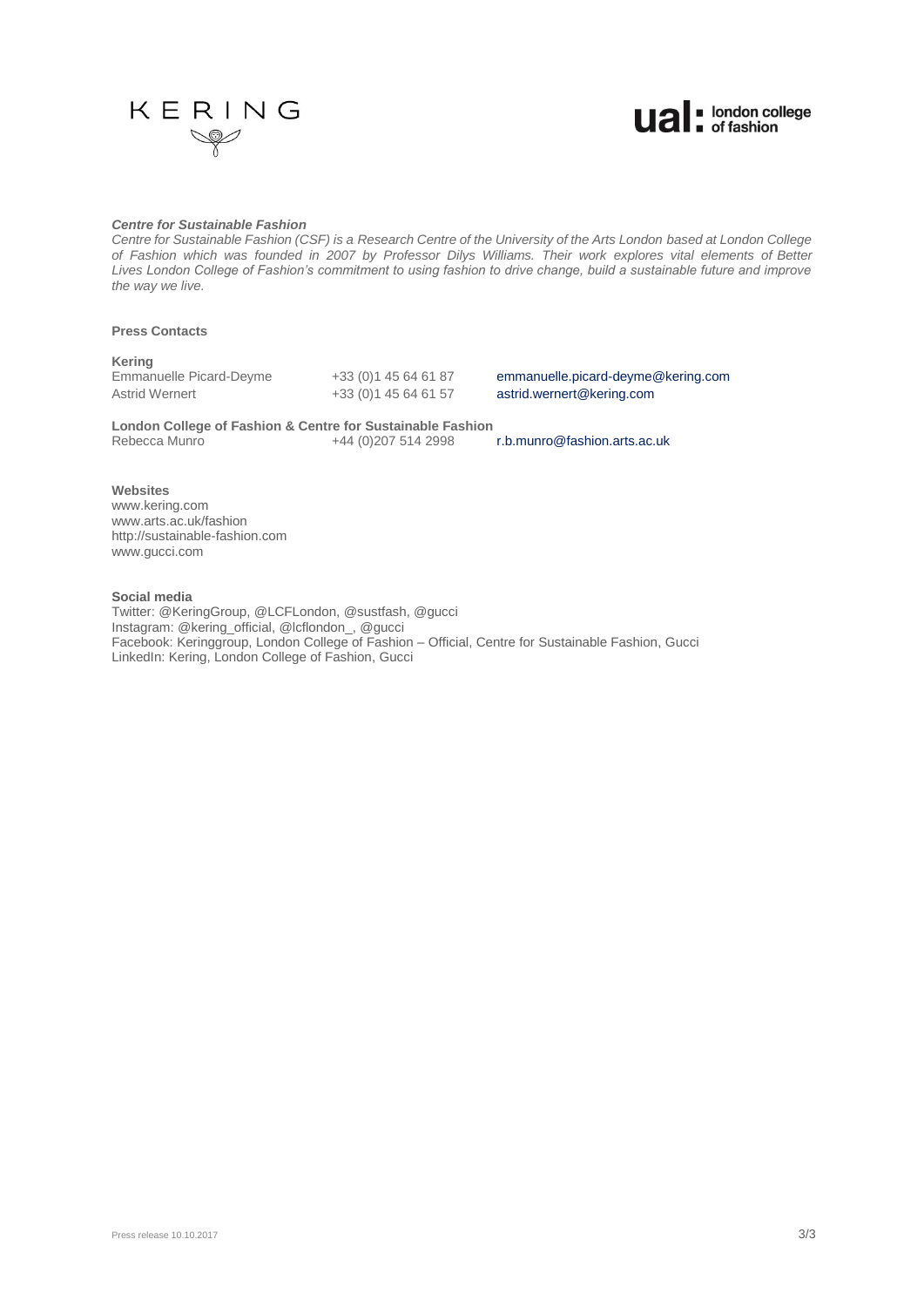***Centre for Sustainable Fashion***

*Centre for Sustainable Fashion (CSF) is a Research Centre of the University of the Arts London based at London College of Fashion which was founded in 2007 by Professor Dilys Williams. Their work explores vital elements of Better Lives London College of Fashion's commitment to using fashion to drive change, build a sustainable future and improve the way we live.*

**Press Contacts**

**Kering**

| | | |
|---|---|---|
| Emmanuelle Picard-Deyme | +33 (0)1 45 64 61 87 | emmanuelle.picard-deyme@kering.com |
| Astrid Wernert | +33 (0)1 45 64 61 57 | astrid.wernert@kering.com |

**London College of Fashion & Centre for Sustainable Fashion**

| | | |
|---|---|---|
| Rebecca Munro | +44 (0)207 514 2998 | r.b.munro@fashion.arts.ac.uk |

**Websites**

www.kering.com
www.arts.ac.uk/fashion
http://sustainable-fashion.com
www.gucci.com

**Social media**

Twitter: @KeringGroup, @LCFLondon, @sustfash, @gucci
Instagram: @kering_official, @lcflondon_, @gucci
Facebook: Keringgroup, London College of Fashion – Official, Centre for Sustainable Fashion, Gucci
LinkedIn: Kering, London College of Fashion, Gucci